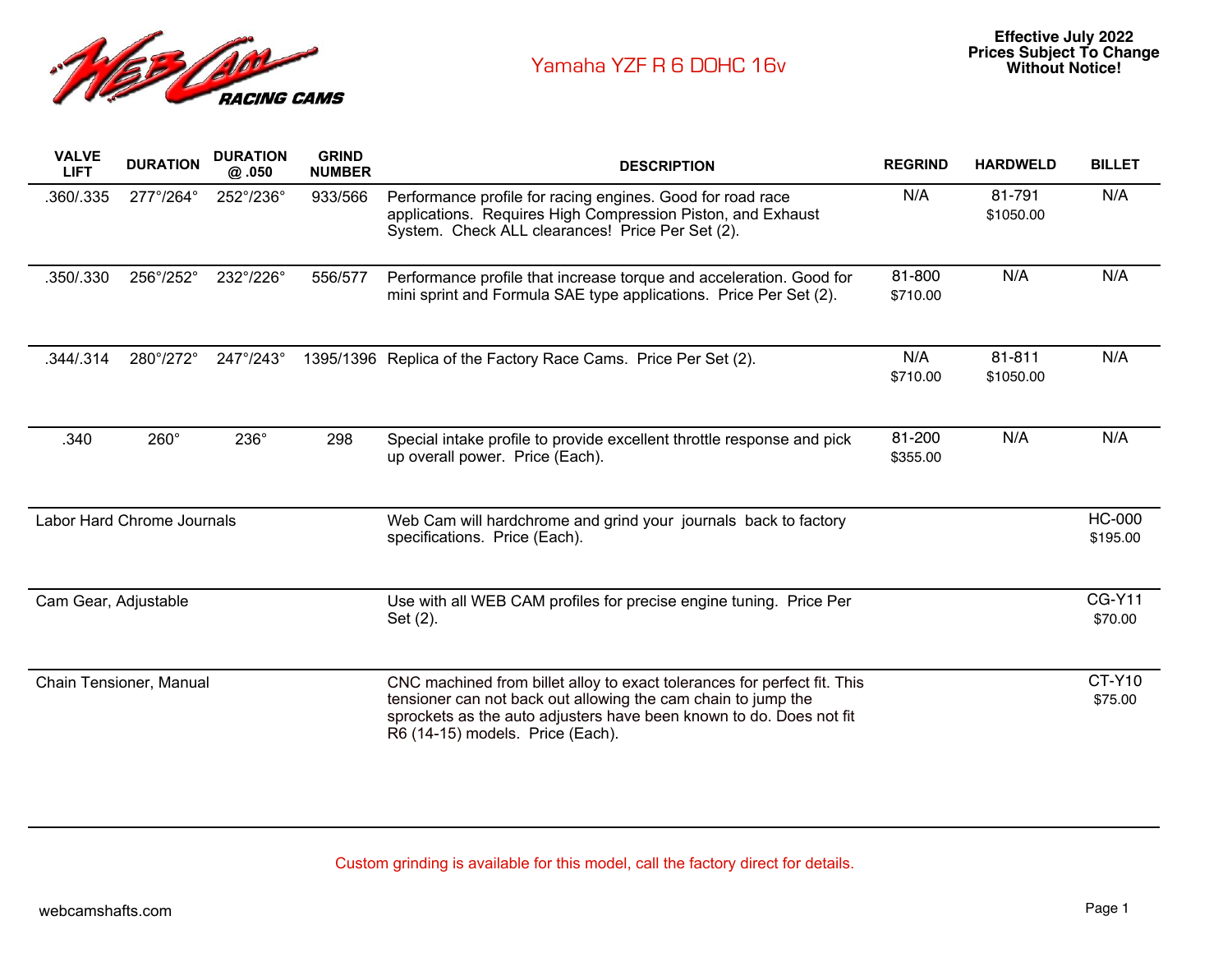WEB CAM RACING CAMS

# Yamaha YZF R 6 DOHC 16v

**Effective July 2022**
**Prices Subject To Change Without Notice!**

| VALVE LIFT | DURATION | DURATION @ .050 | GRIND NUMBER | DESCRIPTION | REGRIND | HARDWELD | BILLET |
|---|---|---|---|---|---|---|---|
| .360/.335 | 277°/264° | 252°/236° | 933/566 | Performance profile for racing engines. Good for road race applications. Requires High Compression Piston, and Exhaust System. Check ALL clearances! Price Per Set (2). | N/A | 81-791 $1050.00 | N/A |
| .350/.330 | 256°/252° | 232°/226° | 556/577 | Performance profile that increase torque and acceleration. Good for mini sprint and Formula SAE type applications. Price Per Set (2). | 81-800 $710.00 | N/A | N/A |
| .344/.314 | 280°/272° | 247°/243° | 1395/1396 | Replica of the Factory Race Cams. Price Per Set (2). | N/A $710.00 | 81-811 $1050.00 | N/A |
| .340 | 260° | 236° | 298 | Special intake profile to provide excellent throttle response and pick up overall power. Price (Each). | 81-200 $355.00 | N/A | N/A |
| Labor Hard Chrome Journals | | | | Web Cam will hardchrome and grind your journals back to factory specifications. Price (Each). | | | HC-000 $195.00 |
| Cam Gear, Adjustable | | | | Use with all WEB CAM profiles for precise engine tuning. Price Per Set (2). | | | CG-Y11 $70.00 |
| Chain Tensioner, Manual | | | | CNC machined from billet alloy to exact tolerances for perfect fit. This tensioner can not back out allowing the cam chain to jump the sprockets as the auto adjusters have been known to do. Does not fit R6 (14-15) models. Price (Each). | | | CT-Y10 $75.00 |

Custom grinding is available for this model, call the factory direct for details.

webcamshafts.com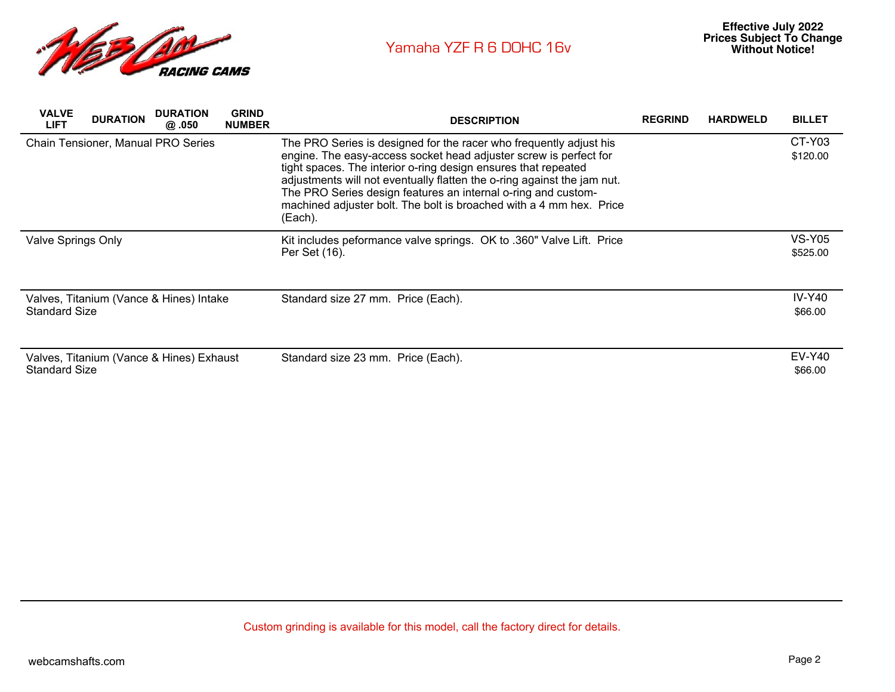# Yamaha YZF R 6 DOHC 16v

**Effective July 2022**
**Prices Subject To Change Without Notice!**

| VALVE LIFT | DURATION | DURATION @ .050 | GRIND NUMBER | DESCRIPTION | REGRIND | HARDWELD | BILLET |
|---|---|---|---|---|---|---|---|
| Chain Tensioner, Manual PRO Series | | | | The PRO Series is designed for the racer who frequently adjust his engine. The easy-access socket head adjuster screw is perfect for tight spaces. The interior o-ring design ensures that repeated adjustments will not eventually flatten the o-ring against the jam nut. The PRO Series design features an internal o-ring and custom-machined adjuster bolt. The bolt is broached with a 4 mm hex. Price (Each). | | | CT-Y03 $120.00 |
| Valve Springs Only | | | | Kit includes peformance valve springs. OK to .360" Valve Lift. Price Per Set (16). | | | VS-Y05 $525.00 |
| Valves, Titanium (Vance & Hines) Intake Standard Size | | | | Standard size 27 mm. Price (Each). | | | IV-Y40 $66.00 |
| Valves, Titanium (Vance & Hines) Exhaust Standard Size | | | | Standard size 23 mm. Price (Each). | | | EV-Y40 $66.00 |

Custom grinding is available for this model, call the factory direct for details.

webcamshafts.com